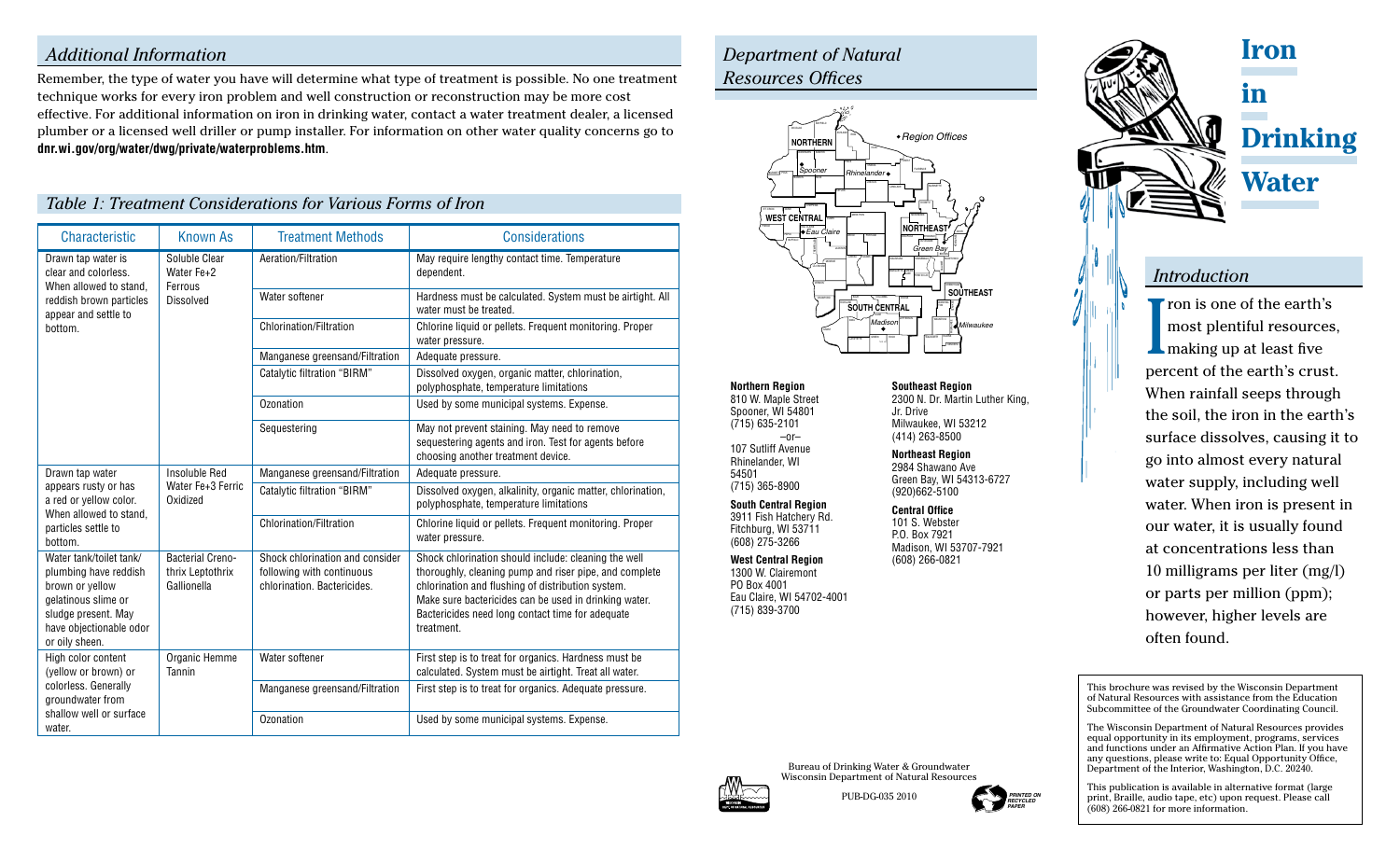## Additional Information

Remember, the type of water you have will determine what type of treatment is possible. No one treatment technique works for every iron problem and well construction or reconstruction may be more cost effective. For additional information on iron in drinking water, contact a water treatment dealer, a licensed plumber or a licensed well driller or pump installer. For information on other water quality concerns go to **dnr.wi.gov/org/water/dwg/private/waterproblems.htm**.

## Table 1: Treatment Considerations for Various Forms of Iron

| Characteristic | Known As | Treatment Methods | Considerations |
|---|---|---|---|
| Drawn tap water is clear and colorless. When allowed to stand, reddish brown particles appear and settle to bottom. | Soluble Clear Water $Fe^{+2}$ Ferrous Dissolved | Aeration/Filtration | May require lengthy contact time. Temperature dependent. |
| | | Water softener | Hardness must be calculated. System must be airtight. All water must be treated. |
| | | Chlorination/Filtration | Chlorine liquid or pellets. Frequent monitoring. Proper water pressure. |
| | | Manganese greensand/Filtration | Adequate pressure. |
| | | Catalytic filtration "BIRM" | Dissolved oxygen, organic matter, chlorination, polyphosphate, temperature limitations |
| | | Ozonation | Used by some municipal systems. Expense. |
| | | Sequestering | May not prevent staining. May need to remove sequestering agents and iron. Test for agents before choosing another treatment device. |
| Drawn tap water appears rusty or has a red or yellow color. When allowed to stand, particles settle to bottom. | Insoluble Red Water $Fe^{+3}$ Ferric Oxidized | Manganese greensand/Filtration | Adequate pressure. |
| | | Catalytic filtration "BIRM" | Dissolved oxygen, alkalinity, organic matter, chlorination, polyphosphate, temperature limitations |
| | | Chlorination/Filtration | Chlorine liquid or pellets. Frequent monitoring. Proper water pressure. |
| Water tank/toilet tank/ plumbing have reddish brown or yellow gelatinous slime or sludge present. May have objectionable odor or oily sheen. | Bacterial Creno-thrix Leptothrix Gallionella | Shock chlorination and consider following with continuous chlorination. Bactericides. | Shock chlorination should include: cleaning the well thoroughly, cleaning pump and riser pipe, and complete chlorination and flushing of distribution system. Make sure bactericides can be used in drinking water. Bactericides need long contact time for adequate treatment. |
| High color content (yellow or brown) or colorless. Generally groundwater from shallow well or surface water. | Organic Hemme Tannin | Water softener | First step is to treat for organics. Hardness must be calculated. System must be airtight. Treat all water. |
| | | Manganese greensand/Filtration | First step is to treat for organics. Adequate pressure. |
| | | Ozonation | Used by some municipal systems. Expense. |

## Department of Natural Resources Offices

◆Region Offices

NORTHERN — Spooner, Rhinelander
WEST CENTRAL — Eau Claire
NORTHEAST — Green Bay
SOUTH CENTRAL — Madison
SOUTHEAST — Milwaukee

**Northern Region**
810 W. Maple Street
Spooner, WI 54801
(715) 635-2101
–or–
107 Sutliff Avenue
Rhinelander, WI
54501
(715) 365-8900

**South Central Region**
3911 Fish Hatchery Rd.
Fitchburg, WI 53711
(608) 275-3266

**West Central Region**
1300 W. Clairemont
PO Box 4001
Eau Claire, WI 54702-4001
(715) 839-3700

**Southeast Region**
2300 N. Dr. Martin Luther King, Jr. Drive
Milwaukee, WI 53212
(414) 263-8500

**Northeast Region**
2984 Shawano Ave
Green Bay, WI 54313-6727
(920)662-5100

**Central Office**
101 S. Webster
P.O. Box 7921
Madison, WI 53707-7921
(608) 266-0821

Bureau of Drinking Water & Groundwater
Wisconsin Department of Natural Resources

PUB-DG-035 2010

PRINTED ON RECYCLED PAPER

# Iron in Drinking Water

## Introduction

Iron is one of the earth's most plentiful resources, making up at least five percent of the earth's crust. When rainfall seeps through the soil, the iron in the earth's surface dissolves, causing it to go into almost every natural water supply, including well water. When iron is present in our water, it is usually found at concentrations less than 10 milligrams per liter (mg/l) or parts per million (ppm); however, higher levels are often found.

This brochure was revised by the Wisconsin Department of Natural Resources with assistance from the Education Subcommittee of the Groundwater Coordinating Council.

The Wisconsin Department of Natural Resources provides equal opportunity in its employment, programs, services and functions under an Affirmative Action Plan. If you have any questions, please write to: Equal Opportunity Office, Department of the Interior, Washington, D.C. 20240.

This publication is available in alternative format (large print, Braille, audio tape, etc) upon request. Please call (608) 266-0821 for more information.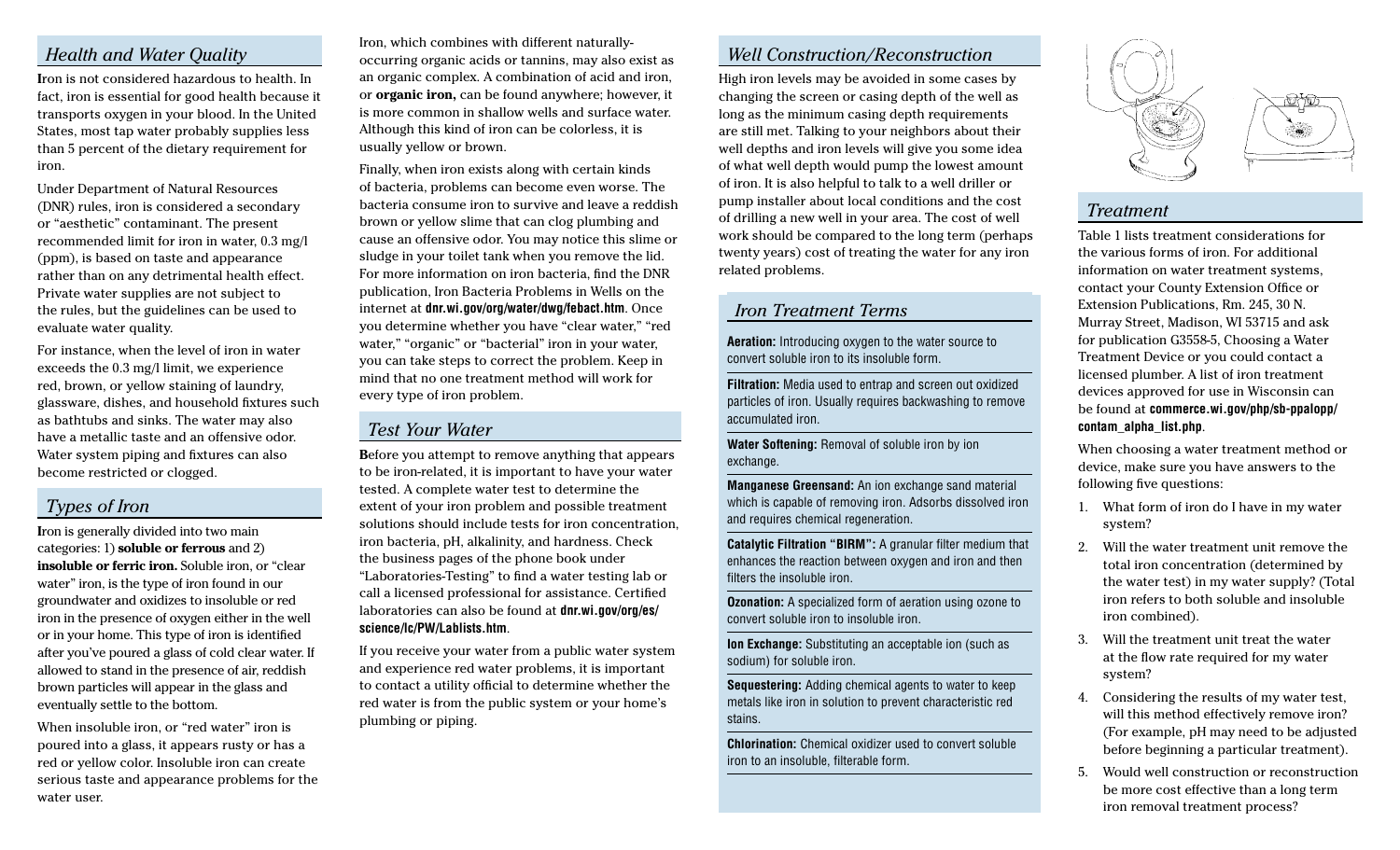## Health and Water Quality

Iron is not considered hazardous to health. In fact, iron is essential for good health because it transports oxygen in your blood. In the United States, most tap water probably supplies less than 5 percent of the dietary requirement for iron.

Under Department of Natural Resources (DNR) rules, iron is considered a secondary or "aesthetic" contaminant. The present recommended limit for iron in water, 0.3 mg/l (ppm), is based on taste and appearance rather than on any detrimental health effect. Private water supplies are not subject to the rules, but the guidelines can be used to evaluate water quality.

For instance, when the level of iron in water exceeds the 0.3 mg/l limit, we experience red, brown, or yellow staining of laundry, glassware, dishes, and household fixtures such as bathtubs and sinks. The water may also have a metallic taste and an offensive odor. Water system piping and fixtures can also become restricted or clogged.

## Types of Iron

Iron is generally divided into two main categories: 1) **soluble or ferrous** and 2) **insoluble or ferric iron.** Soluble iron, or "clear water" iron, is the type of iron found in our groundwater and oxidizes to insoluble or red iron in the presence of oxygen either in the well or in your home. This type of iron is identified after you've poured a glass of cold clear water. If allowed to stand in the presence of air, reddish brown particles will appear in the glass and eventually settle to the bottom.

When insoluble iron, or "red water" iron is poured into a glass, it appears rusty or has a red or yellow color. Insoluble iron can create serious taste and appearance problems for the water user.

Iron, which combines with different naturally-occurring organic acids or tannins, may also exist as an organic complex. A combination of acid and iron, or **organic iron,** can be found anywhere; however, it is more common in shallow wells and surface water. Although this kind of iron can be colorless, it is usually yellow or brown.

Finally, when iron exists along with certain kinds of bacteria, problems can become even worse. The bacteria consume iron to survive and leave a reddish brown or yellow slime that can clog plumbing and cause an offensive odor. You may notice this slime or sludge in your toilet tank when you remove the lid. For more information on iron bacteria, find the DNR publication, Iron Bacteria Problems in Wells on the internet at **dnr.wi.gov/org/water/dwg/febact.htm**. Once you determine whether you have "clear water," "red water," "organic" or "bacterial" iron in your water, you can take steps to correct the problem. Keep in mind that no one treatment method will work for every type of iron problem.

## Test Your Water

Before you attempt to remove anything that appears to be iron-related, it is important to have your water tested. A complete water test to determine the extent of your iron problem and possible treatment solutions should include tests for iron concentration, iron bacteria, pH, alkalinity, and hardness. Check the business pages of the phone book under "Laboratories-Testing" to find a water testing lab or call a licensed professional for assistance. Certified laboratories can also be found at **dnr.wi.gov/org/es/science/lc/PW/Lablists.htm**.

If you receive your water from a public water system and experience red water problems, it is important to contact a utility official to determine whether the red water is from the public system or your home's plumbing or piping.

## Well Construction/Reconstruction

High iron levels may be avoided in some cases by changing the screen or casing depth of the well as long as the minimum casing depth requirements are still met. Talking to your neighbors about their well depths and iron levels will give you some idea of what well depth would pump the lowest amount of iron. It is also helpful to talk to a well driller or pump installer about local conditions and the cost of drilling a new well in your area. The cost of well work should be compared to the long term (perhaps twenty years) cost of treating the water for any iron related problems.

## Iron Treatment Terms

**Aeration:** Introducing oxygen to the water source to convert soluble iron to its insoluble form.

**Filtration:** Media used to entrap and screen out oxidized particles of iron. Usually requires backwashing to remove accumulated iron.

**Water Softening:** Removal of soluble iron by ion exchange.

**Manganese Greensand:** An ion exchange sand material which is capable of removing iron. Adsorbs dissolved iron and requires chemical regeneration.

**Catalytic Filtration "BIRM":** A granular filter medium that enhances the reaction between oxygen and iron and then filters the insoluble iron.

**Ozonation:** A specialized form of aeration using ozone to convert soluble iron to insoluble iron.

**Ion Exchange:** Substituting an acceptable ion (such as sodium) for soluble iron.

**Sequestering:** Adding chemical agents to water to keep metals like iron in solution to prevent characteristic red stains.

**Chlorination:** Chemical oxidizer used to convert soluble iron to an insoluble, filterable form.

## Treatment

Table 1 lists treatment considerations for the various forms of iron. For additional information on water treatment systems, contact your County Extension Office or Extension Publications, Rm. 245, 30 N. Murray Street, Madison, WI 53715 and ask for publication G3558-5, Choosing a Water Treatment Device or you could contact a licensed plumber. A list of iron treatment devices approved for use in Wisconsin can be found at **commerce.wi.gov/php/sb-ppalopp/contam_alpha_list.php**.

When choosing a water treatment method or device, make sure you have answers to the following five questions:

1. What form of iron do I have in my water system?
2. Will the water treatment unit remove the total iron concentration (determined by the water test) in my water supply? (Total iron refers to both soluble and insoluble iron combined).
3. Will the treatment unit treat the water at the flow rate required for my water system?
4. Considering the results of my water test, will this method effectively remove iron? (For example, pH may need to be adjusted before beginning a particular treatment).
5. Would well construction or reconstruction be more cost effective than a long term iron removal treatment process?